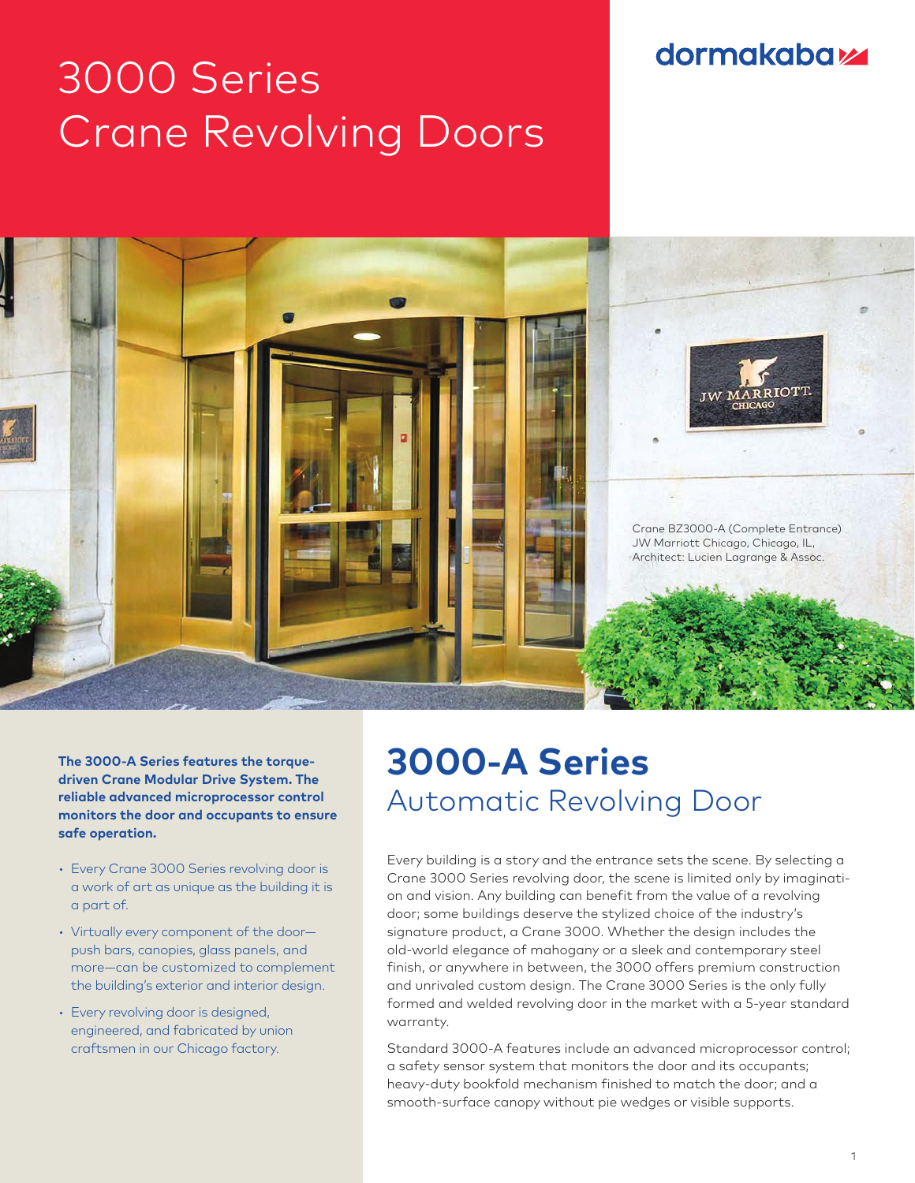# 3000 Series Crane Revolving Doors

dormakaba

Crane BZ3000-A (Complete Entrance)
JW Marriott Chicago, Chicago, IL,
Architect: Lucien Lagrange & Assoc.

**The 3000-A Series features the torque-driven Crane Modular Drive System. The reliable advanced microprocessor control monitors the door and occupants to ensure safe operation.**

- Every Crane 3000 Series revolving door is a work of art as unique as the building it is a part of.
- Virtually every component of the door—push bars, canopies, glass panels, and more—can be customized to complement the building's exterior and interior design.
- Every revolving door is designed, engineered, and fabricated by union craftsmen in our Chicago factory.

## 3000-A Series
### Automatic Revolving Door

Every building is a story and the entrance sets the scene. By selecting a Crane 3000 Series revolving door, the scene is limited only by imagination and vision. Any building can benefit from the value of a revolving door; some buildings deserve the stylized choice of the industry's signature product, a Crane 3000. Whether the design includes the old-world elegance of mahogany or a sleek and contemporary steel finish, or anywhere in between, the 3000 offers premium construction and unrivaled custom design. The Crane 3000 Series is the only fully formed and welded revolving door in the market with a 5-year standard warranty.

Standard 3000-A features include an advanced microprocessor control; a safety sensor system that monitors the door and its occupants; heavy-duty bookfold mechanism finished to match the door; and a smooth-surface canopy without pie wedges or visible supports.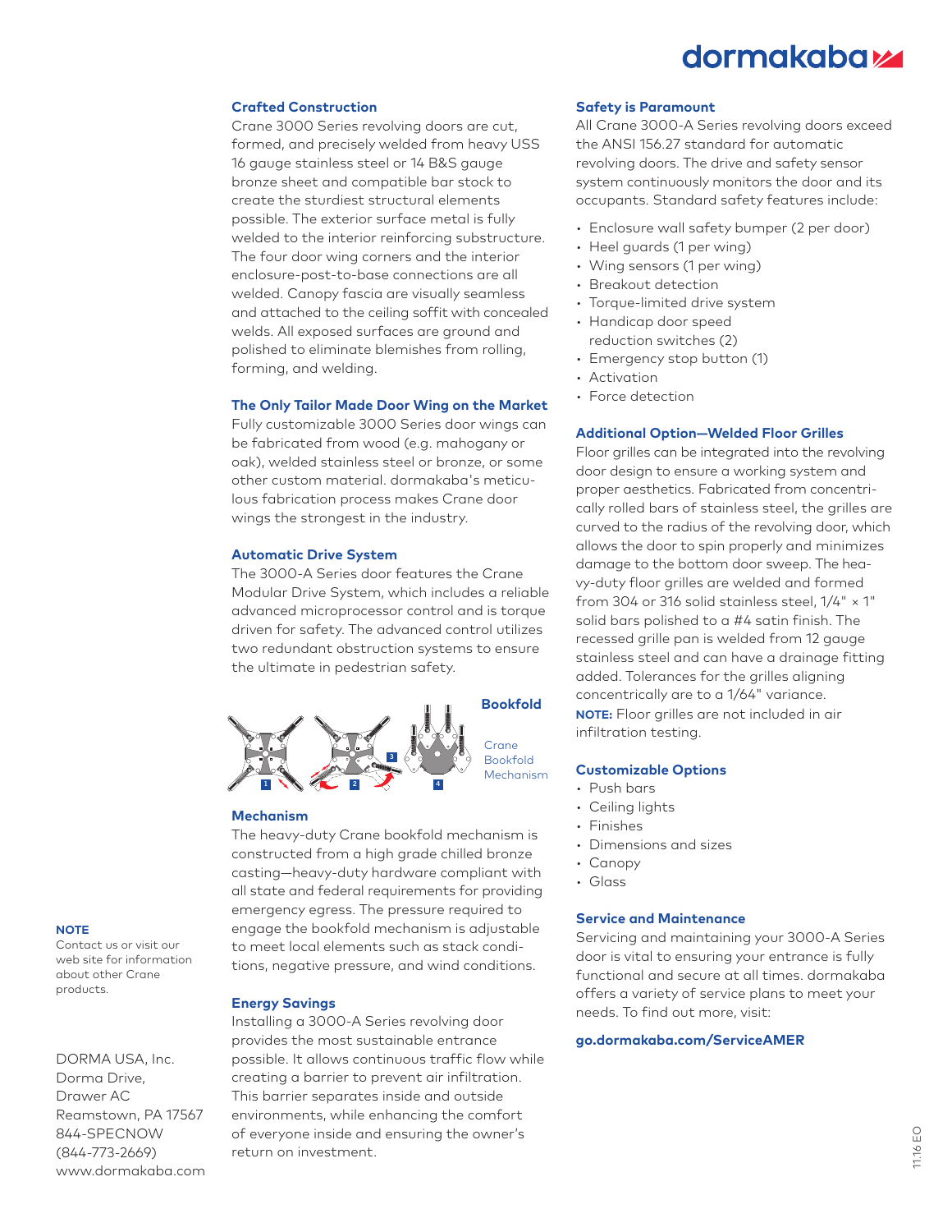## Crafted Construction

Crane 3000 Series revolving doors are cut, formed, and precisely welded from heavy USS 16 gauge stainless steel or 14 B&S gauge bronze sheet and compatible bar stock to create the sturdiest structural elements possible. The exterior surface metal is fully welded to the interior reinforcing substructure. The four door wing corners and the interior enclosure-post-to-base connections are all welded. Canopy fascia are visually seamless and attached to the ceiling soffit with concealed welds. All exposed surfaces are ground and polished to eliminate blemishes from rolling, forming, and welding.

## The Only Tailor Made Door Wing on the Market

Fully customizable 3000 Series door wings can be fabricated from wood (e.g. mahogany or oak), welded stainless steel or bronze, or some other custom material. dormakaba's meticulous fabrication process makes Crane door wings the strongest in the industry.

## Automatic Drive System

The 3000-A Series door features the Crane Modular Drive System, which includes a reliable advanced microprocessor control and is torque driven for safety. The advanced control utilizes two redundant obstruction systems to ensure the ultimate in pedestrian safety.

## Bookfold

1 2 3 4

Crane Bookfold Mechanism

## Mechanism

The heavy-duty Crane bookfold mechanism is constructed from a high grade chilled bronze casting—heavy-duty hardware compliant with all state and federal requirements for providing emergency egress. The pressure required to engage the bookfold mechanism is adjustable to meet local elements such as stack conditions, negative pressure, and wind conditions.

## Energy Savings

Installing a 3000-A Series revolving door provides the most sustainable entrance possible. It allows continuous traffic flow while creating a barrier to prevent air infiltration. This barrier separates inside and outside environments, while enhancing the comfort of everyone inside and ensuring the owner's return on investment.

## Safety is Paramount

All Crane 3000-A Series revolving doors exceed the ANSI 156.27 standard for automatic revolving doors. The drive and safety sensor system continuously monitors the door and its occupants. Standard safety features include:

- Enclosure wall safety bumper (2 per door)
- Heel guards (1 per wing)
- Wing sensors (1 per wing)
- Breakout detection
- Torque-limited drive system
- Handicap door speed reduction switches (2)
- Emergency stop button (1)
- Activation
- Force detection

## Additional Option—Welded Floor Grilles

Floor grilles can be integrated into the revolving door design to ensure a working system and proper aesthetics. Fabricated from concentrically rolled bars of stainless steel, the grilles are curved to the radius of the revolving door, which allows the door to spin properly and minimizes damage to the bottom door sweep. The heavy-duty floor grilles are welded and formed from 304 or 316 solid stainless steel, 1/4" × 1" solid bars polished to a #4 satin finish. The recessed grille pan is welded from 12 gauge stainless steel and can have a drainage fitting added. Tolerances for the grilles aligning concentrically are to a 1/64" variance.

**NOTE:** Floor grilles are not included in air infiltration testing.

## Customizable Options

- Push bars
- Ceiling lights
- Finishes
- Dimensions and sizes
- Canopy
- Glass

## Service and Maintenance

Servicing and maintaining your 3000-A Series door is vital to ensuring your entrance is fully functional and secure at all times. dormakaba offers a variety of service plans to meet your needs. To find out more, visit:

**go.dormakaba.com/ServiceAMER**

**NOTE**

Contact us or visit our web site for information about other Crane products.

DORMA USA, Inc.
Dorma Drive,
Drawer AC
Reamstown, PA 17567
844-SPECNOW
(844-773-2669)
www.dormakaba.com

11.16 EO